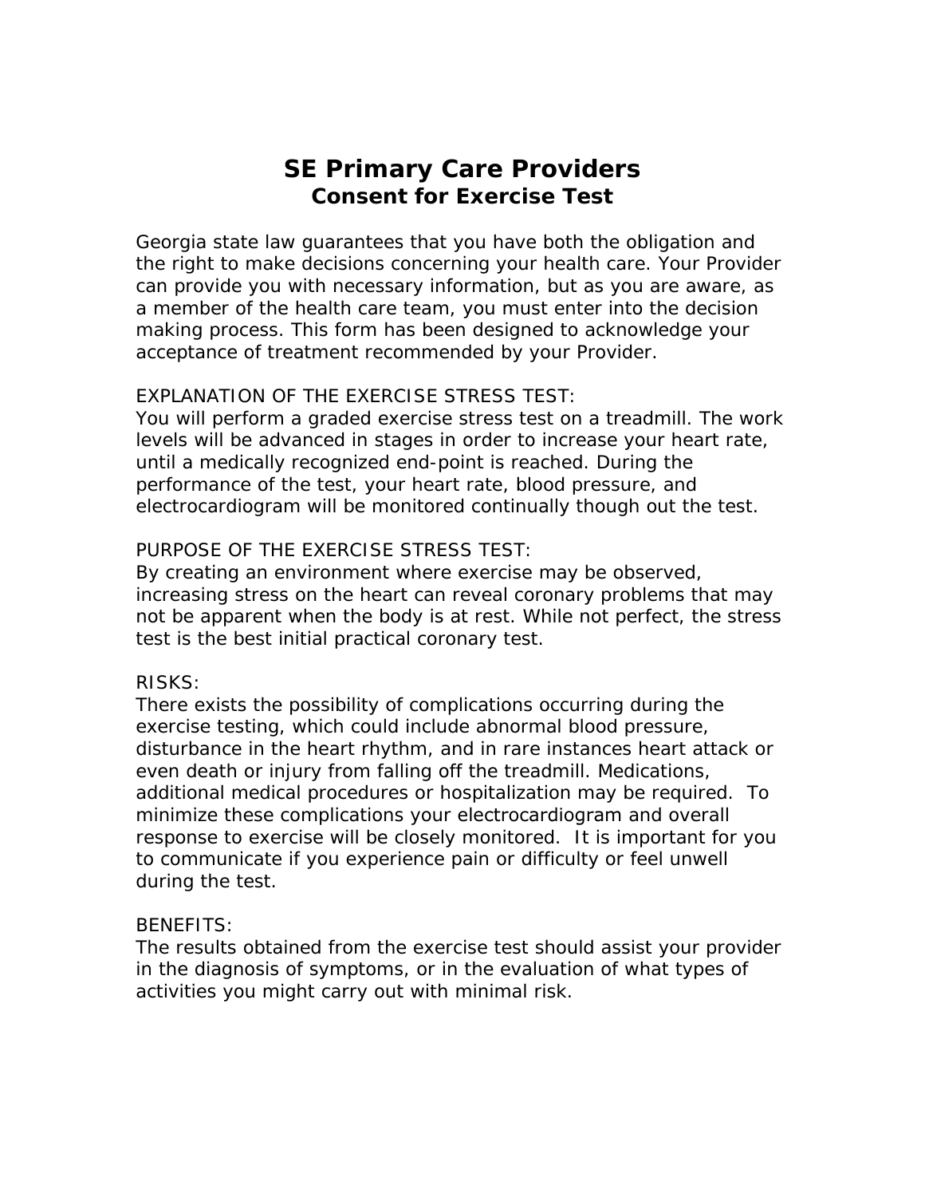# SE Primary Care Providers
## Consent for Exercise Test

Georgia state law guarantees that you have both the obligation and the right to make decisions concerning your health care. Your Provider can provide you with necessary information, but as you are aware, as a member of the health care team, you must enter into the decision making process. This form has been designed to acknowledge your acceptance of treatment recommended by your Provider.

EXPLANATION OF THE EXERCISE STRESS TEST:
You will perform a graded exercise stress test on a treadmill. The work levels will be advanced in stages in order to increase your heart rate, until a medically recognized end-point is reached. During the performance of the test, your heart rate, blood pressure, and electrocardiogram will be monitored continually though out the test.

PURPOSE OF THE EXERCISE STRESS TEST:
By creating an environment where exercise may be observed, increasing stress on the heart can reveal coronary problems that may not be apparent when the body is at rest. While not perfect, the stress test is the best initial practical coronary test.

RISKS:
There exists the possibility of complications occurring during the exercise testing, which could include abnormal blood pressure, disturbance in the heart rhythm, and in rare instances heart attack or even death or injury from falling off the treadmill. Medications, additional medical procedures or hospitalization may be required. To minimize these complications your electrocardiogram and overall response to exercise will be closely monitored. It is important for you to communicate if you experience pain or difficulty or feel unwell during the test.

BENEFITS:
The results obtained from the exercise test should assist your provider in the diagnosis of symptoms, or in the evaluation of what types of activities you might carry out with minimal risk.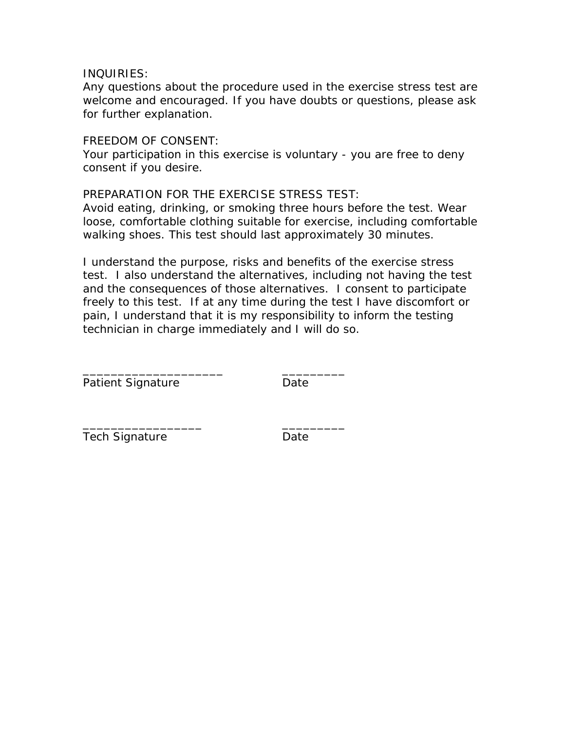INQUIRIES:
Any questions about the procedure used in the exercise stress test are welcome and encouraged. If you have doubts or questions, please ask for further explanation.

FREEDOM OF CONSENT:
Your participation in this exercise is voluntary - you are free to deny consent if you desire.

PREPARATION FOR THE EXERCISE STRESS TEST:
Avoid eating, drinking, or smoking three hours before the test. Wear loose, comfortable clothing suitable for exercise, including comfortable walking shoes. This test should last approximately 30 minutes.

I understand the purpose, risks and benefits of the exercise stress test. I also understand the alternatives, including not having the test and the consequences of those alternatives. I consent to participate freely to this test. If at any time during the test I have discomfort or pain, I understand that it is my responsibility to inform the testing technician in charge immediately and I will do so.

____________________ _________
Patient Signature Date

_________________ _________
Tech Signature Date